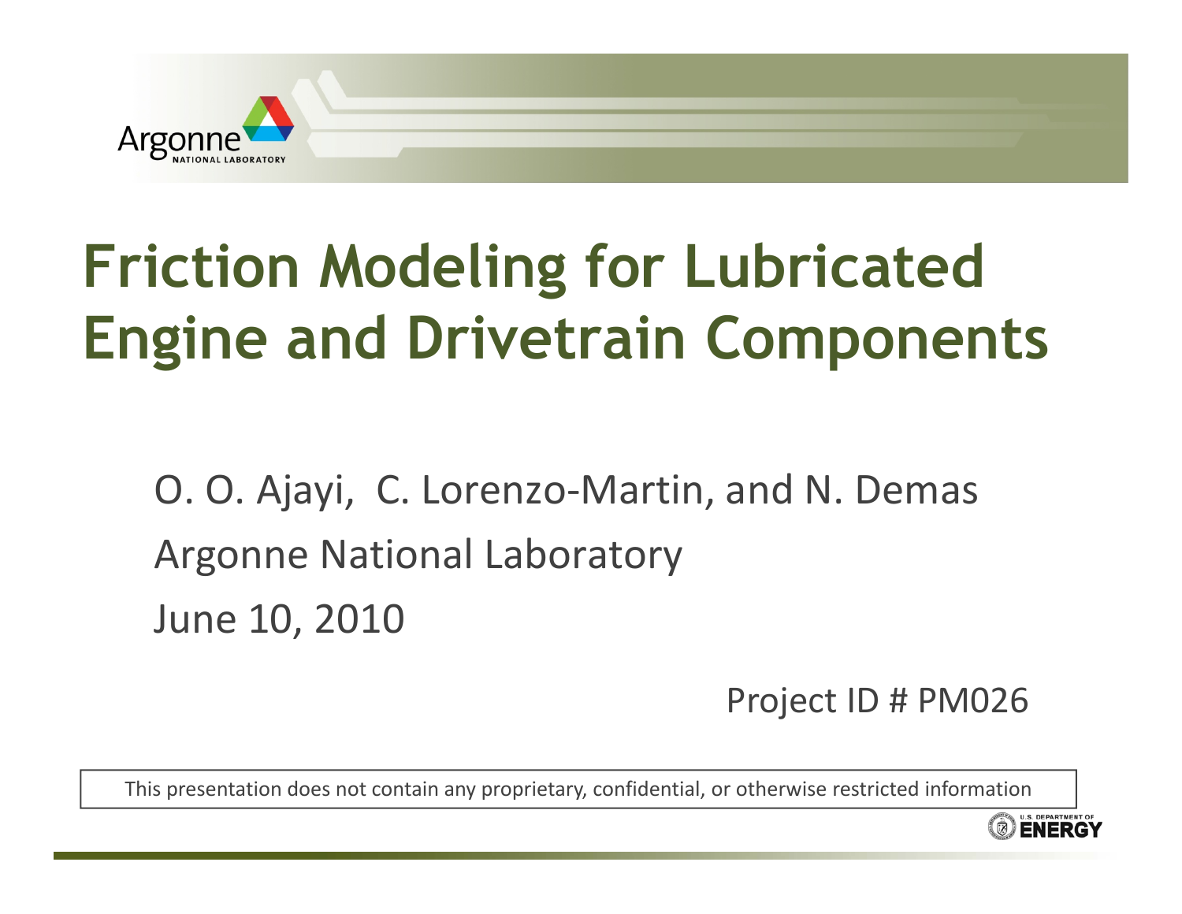# Friction Modeling for Lubricated Engine and Drivetrain Components

O. O. Ajayi, C. Lorenzo-Martin, and N. Demas

Argonne National Laboratory

June 10, 2010

Project ID # PM026

This presentation does not contain any proprietary, confidential, or otherwise restricted information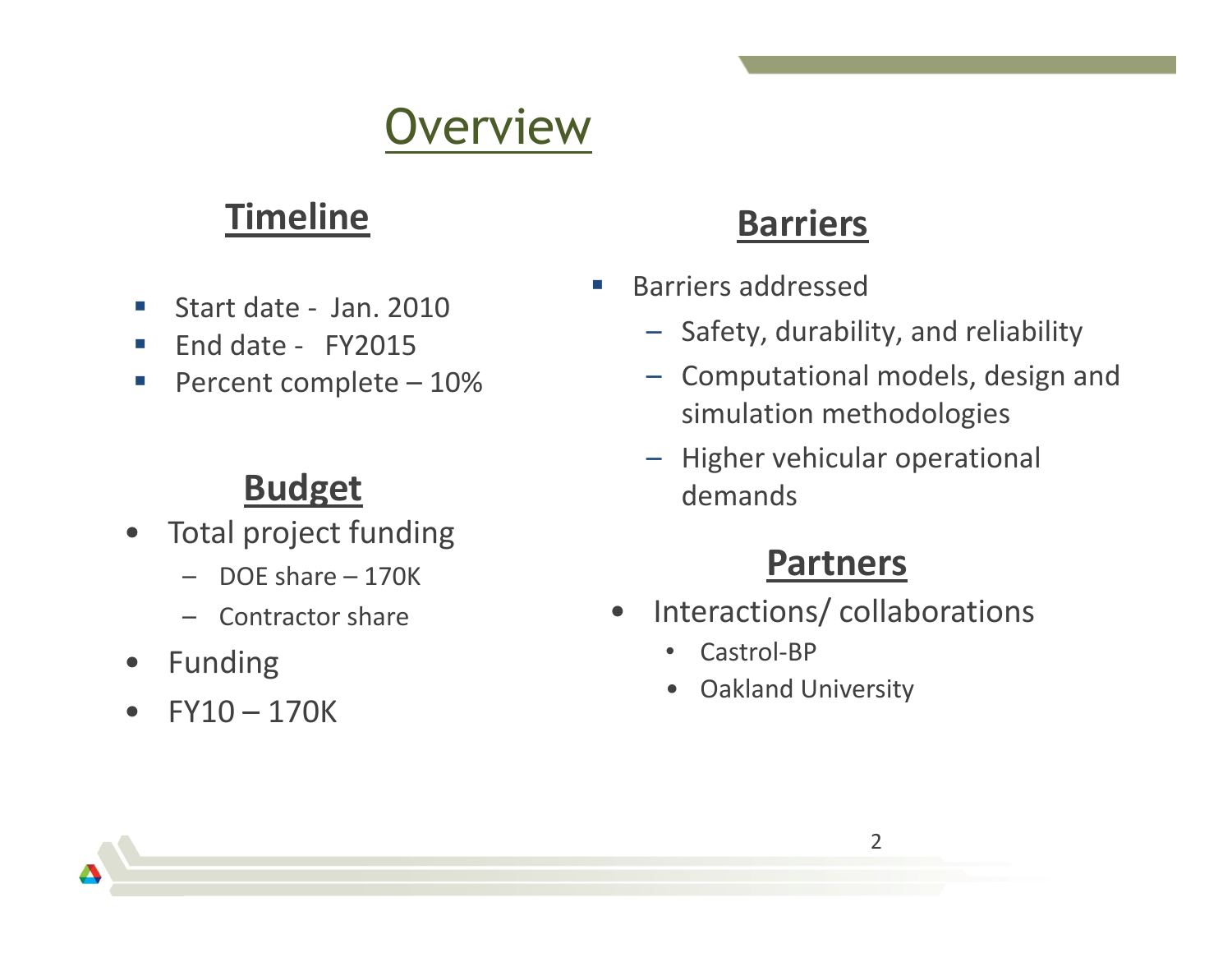# Overview

## Timeline

- Start date - Jan. 2010
- End date - FY2015
- Percent complete – 10%

## Budget

- Total project funding
  - DOE share – 170K
  - Contractor share
- Funding
- FY10 – 170K

## Barriers

- Barriers addressed
  - Safety, durability, and reliability
  - Computational models, design and simulation methodologies
  - Higher vehicular operational demands

## Partners

- Interactions/ collaborations
  - Castrol-BP
  - Oakland University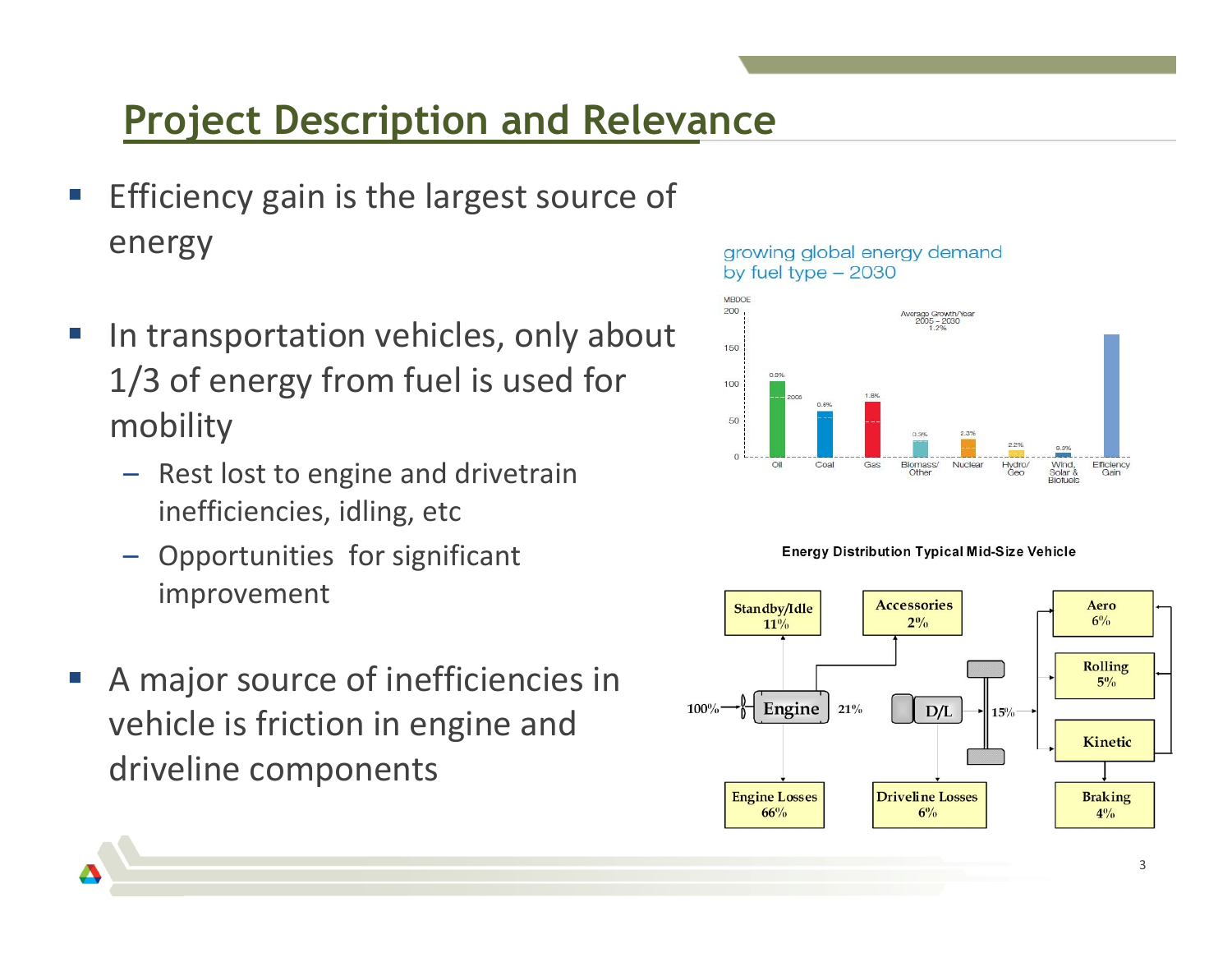# Project Description and Relevance

- Efficiency gain is the largest source of energy
- In transportation vehicles, only about 1/3 of energy from fuel is used for mobility
  - Rest lost to engine and drivetrain inefficiencies, idling, etc
  - Opportunities for significant improvement
- A major source of inefficiencies in vehicle is friction in engine and driveline components

growing global energy demand by fuel type – 2030

Energy Distribution Typical Mid-Size Vehicle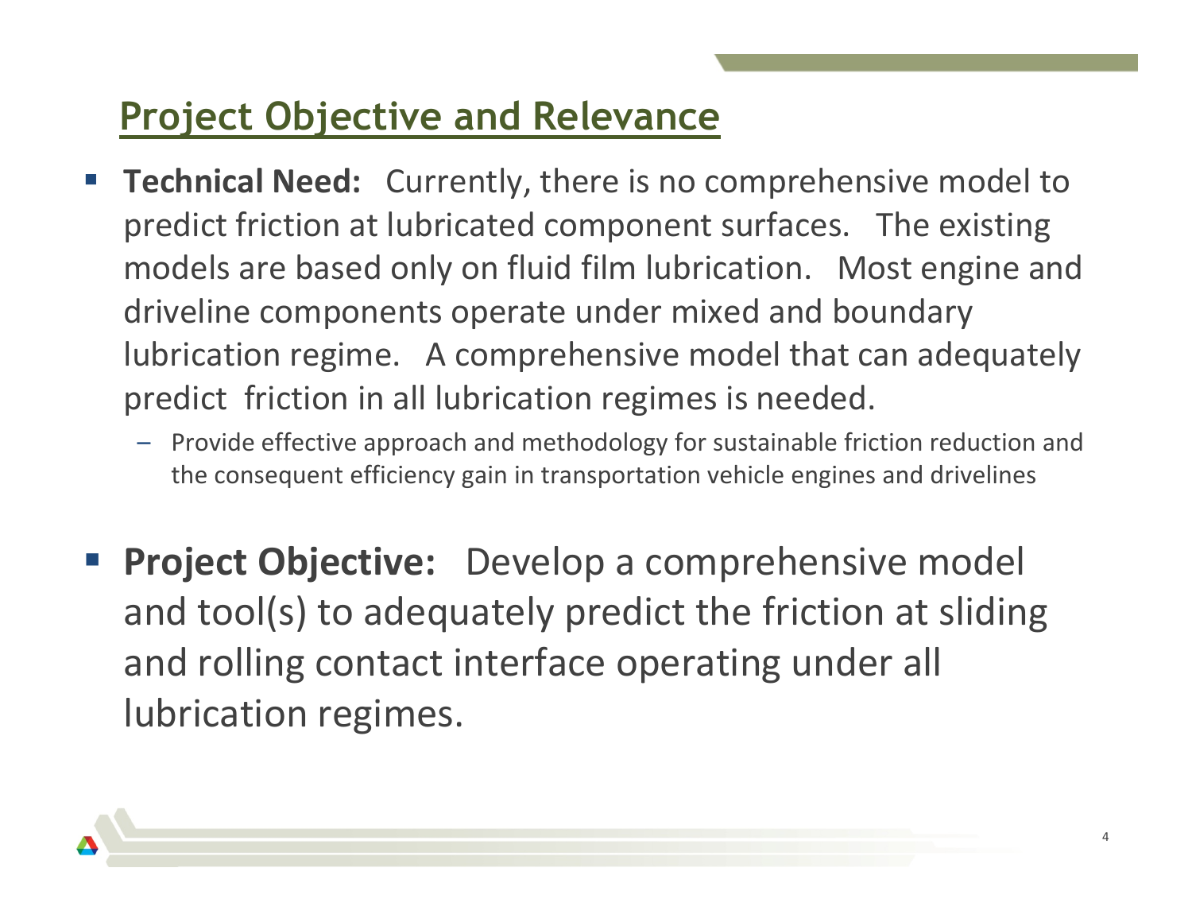## Project Objective and Relevance

- **Technical Need:** Currently, there is no comprehensive model to predict friction at lubricated component surfaces. The existing models are based only on fluid film lubrication. Most engine and driveline components operate under mixed and boundary lubrication regime. A comprehensive model that can adequately predict friction in all lubrication regimes is needed.
  - Provide effective approach and methodology for sustainable friction reduction and the consequent efficiency gain in transportation vehicle engines and drivelines

- **Project Objective:** Develop a comprehensive model and tool(s) to adequately predict the friction at sliding and rolling contact interface operating under all lubrication regimes.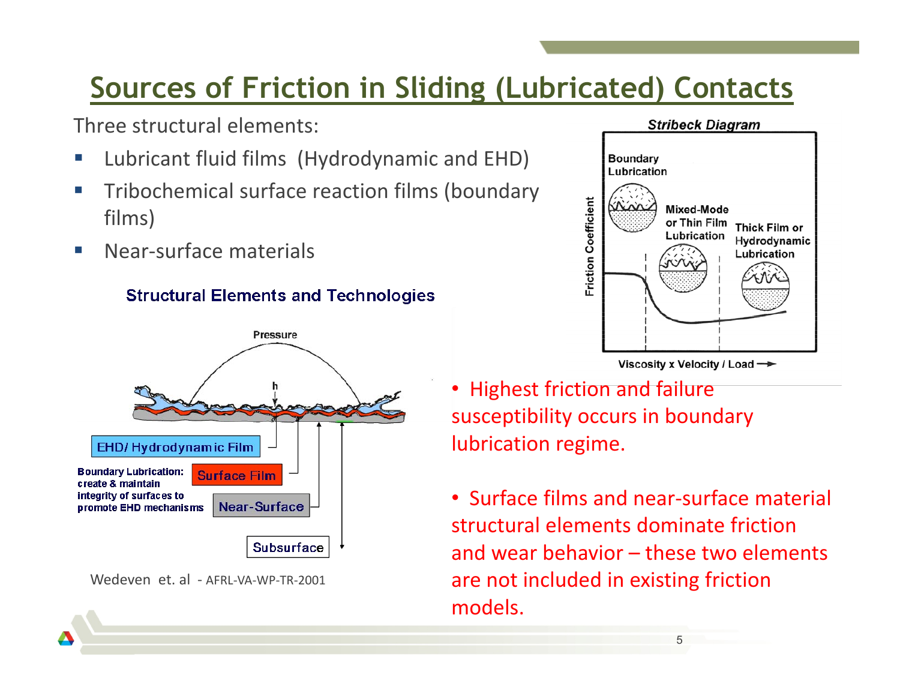# Sources of Friction in Sliding (Lubricated) Contacts

Three structural elements:

- Lubricant fluid films (Hydrodynamic and EHD)
- Tribochemical surface reaction films (boundary films)
- Near-surface materials

**Structural Elements and Technologies**

Pressure

h

EHD/ Hydrodynamic Film

Boundary Lubrication: create & maintain integrity of surfaces to promote EHD mechanisms

Surface Film

Near-Surface

Subsurface

Wedeven et. al - AFRL-VA-WP-TR-2001

***Stribeck Diagram***

Friction Coefficient

Boundary Lubrication

Mixed-Mode or Thin Film Lubrication

Thick Film or Hydrodynamic Lubrication

Viscosity x Velocity / Load →

- Highest friction and failure susceptibility occurs in boundary lubrication regime.

- Surface films and near-surface material structural elements dominate friction and wear behavior – these two elements are not included in existing friction models.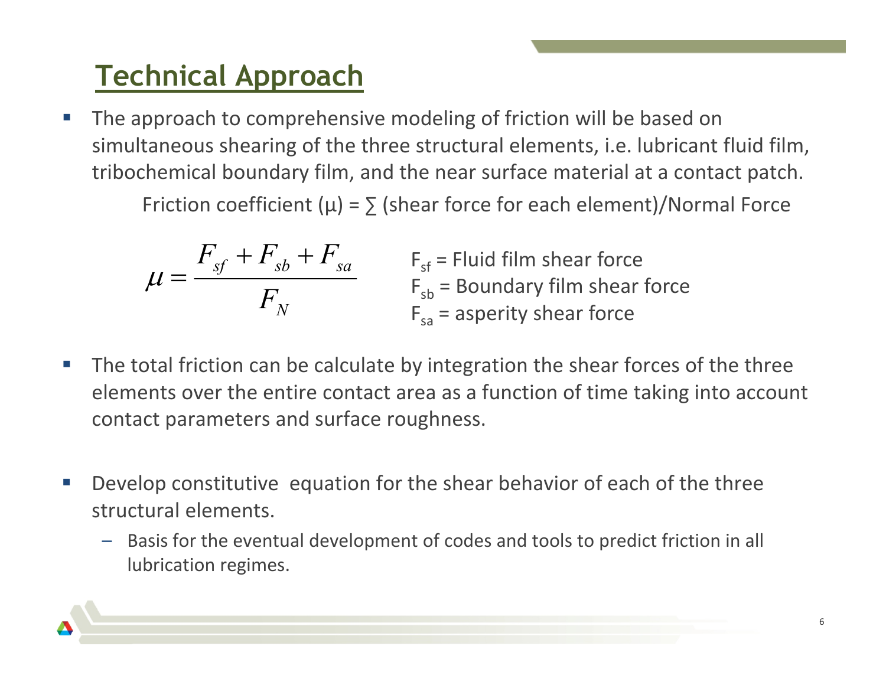# Technical Approach

- The approach to comprehensive modeling of friction will be based on simultaneous shearing of the three structural elements, i.e. lubricant fluid film, tribochemical boundary film, and the near surface material at a contact patch.

  Friction coefficient (μ) = ∑ (shear force for each element)/Normal Force

$$\mu = \frac{F_{sf} + F_{sb} + F_{sa}}{F_N}$$

$F_{sf}$ = Fluid film shear force
$F_{sb}$ = Boundary film shear force
$F_{sa}$ = asperity shear force

- The total friction can be calculate by integration the shear forces of the three elements over the entire contact area as a function of time taking into account contact parameters and surface roughness.

- Develop constitutive equation for the shear behavior of each of the three structural elements.
  - Basis for the eventual development of codes and tools to predict friction in all lubrication regimes.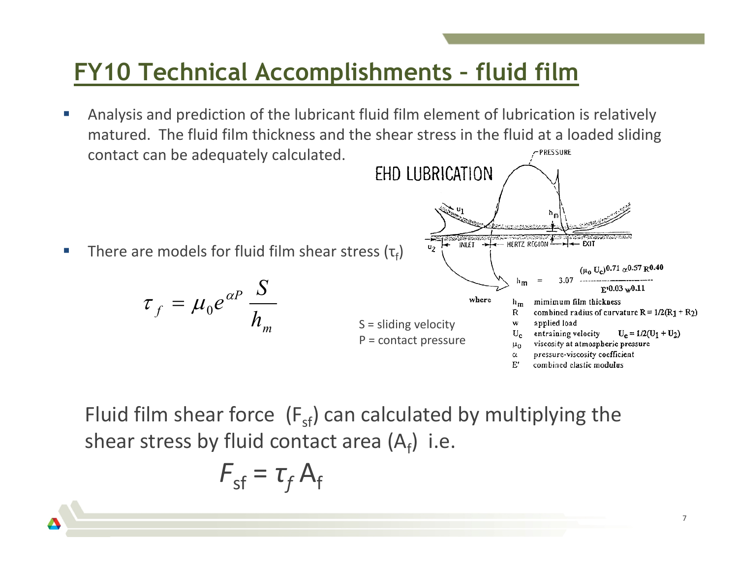# FY10 Technical Accomplishments – fluid film

- Analysis and prediction of the lubricant fluid film element of lubrication is relatively matured. The fluid film thickness and the shear stress in the fluid at a loaded sliding contact can be adequately calculated.

EHD LUBRICATION

$$h_m = 3.07 \frac{(\mu_0 U_c)^{0.71} \alpha^{0.57} R^{0.40}}{E'^{0.03} w^{0.11}}$$

where

- $h_m$ mimimum film thickness
- $R$ combined radius of curvature $R = 1/2(R_1 + R_2)$
- $w$ applied load
- $U_c$ entraining velocity $U_e = 1/2(U_1 + U_2)$
- $\mu_0$ viscosity at atmospheric pressure
- $\alpha$ pressure-viscosity coefficient
- $E'$ combined elastic modulus

- There are models for fluid film shear stress ($\tau_f$)

$$\tau_f = \mu_0 e^{\alpha P} \frac{S}{h_m}$$

S = sliding velocity
P = contact pressure

Fluid film shear force ($F_{sf}$) can calculated by multiplying the shear stress by fluid contact area ($A_f$) i.e.

$$F_{sf} = \tau_f A_f$$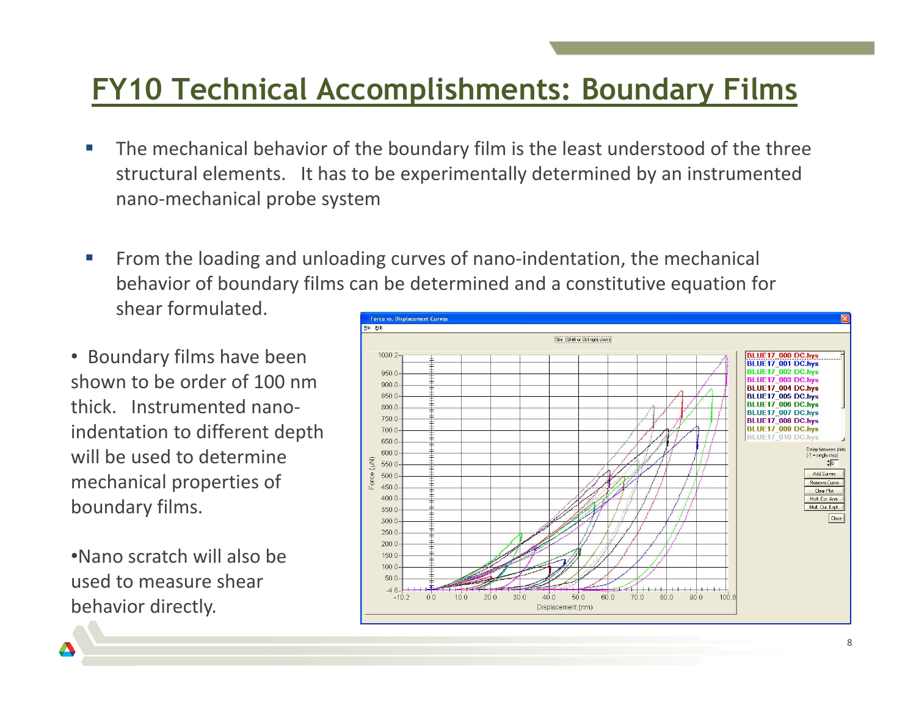# FY10 Technical Accomplishments: Boundary Films

- The mechanical behavior of the boundary film is the least understood of the three structural elements. It has to be experimentally determined by an instrumented nano-mechanical probe system

- From the loading and unloading curves of nano-indentation, the mechanical behavior of boundary films can be determined and a constitutive equation for shear formulated.

- Boundary films have been shown to be order of 100 nm thick. Instrumented nano-indentation to different depth will be used to determine mechanical properties of boundary films.

- Nano scratch will also be used to measure shear behavior directly.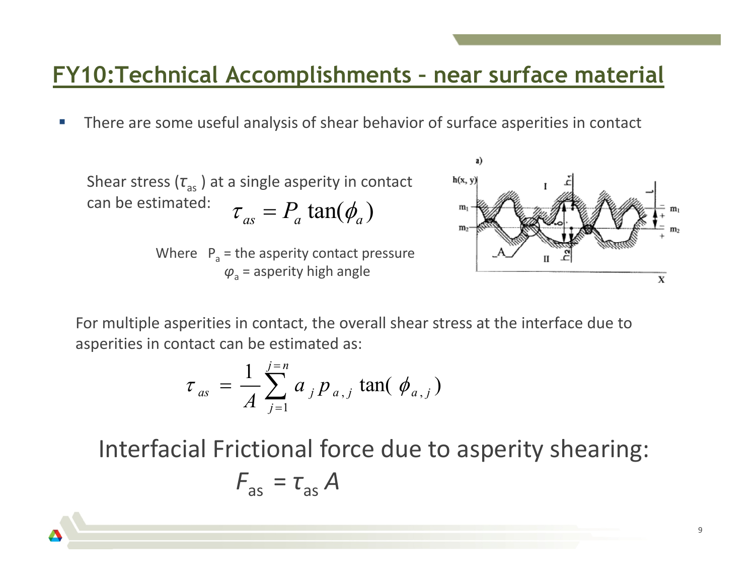## FY10:Technical Accomplishments – near surface material

- There are some useful analysis of shear behavior of surface asperities in contact

Shear stress ($\tau_{as}$) at a single asperity in contact can be estimated:

$$\tau_{as} = P_a \tan(\phi_a)$$

Where $P_a$ = the asperity contact pressure
$\varphi_a$ = asperity high angle

For multiple asperities in contact, the overall shear stress at the interface due to asperities in contact can be estimated as:

$$\tau_{as} = \frac{1}{A} \sum_{j=1}^{j=n} a_j p_{a,j} \tan(\phi_{a,j})$$

Interfacial Frictional force due to asperity shearing:

$$F_{as} = \tau_{as} A$$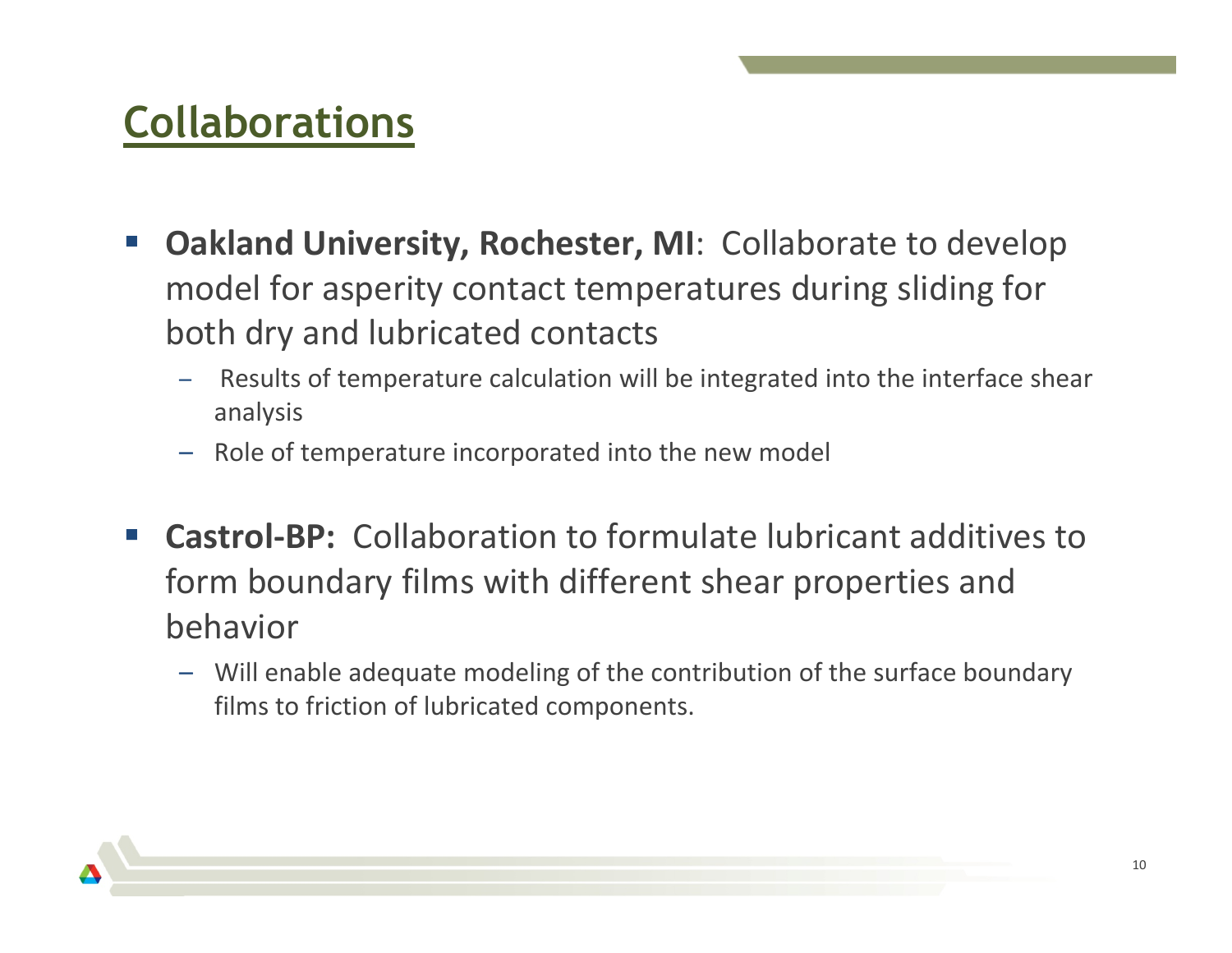# Collaborations

- **Oakland University, Rochester, MI**: Collaborate to develop model for asperity contact temperatures during sliding for both dry and lubricated contacts
  - Results of temperature calculation will be integrated into the interface shear analysis
  - Role of temperature incorporated into the new model

- **Castrol-BP:** Collaboration to formulate lubricant additives to form boundary films with different shear properties and behavior
  - Will enable adequate modeling of the contribution of the surface boundary films to friction of lubricated components.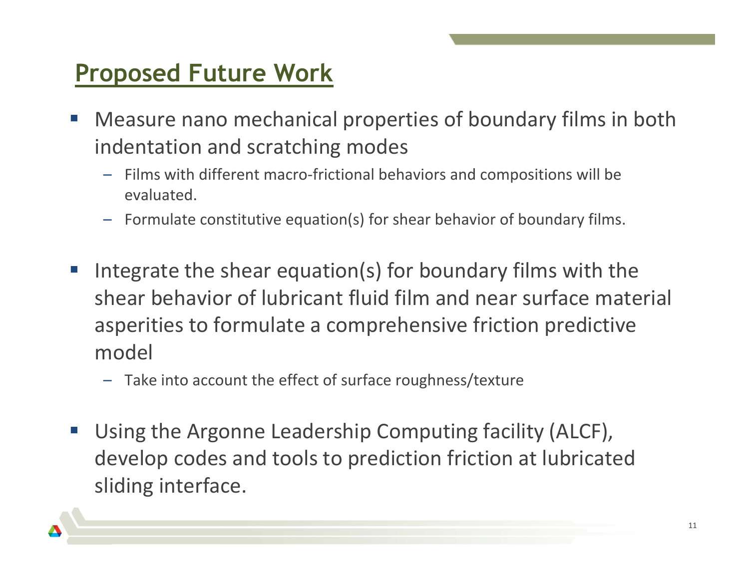## Proposed Future Work

- Measure nano mechanical properties of boundary films in both indentation and scratching modes
  - Films with different macro-frictional behaviors and compositions will be evaluated.
  - Formulate constitutive equation(s) for shear behavior of boundary films.

- Integrate the shear equation(s) for boundary films with the shear behavior of lubricant fluid film and near surface material asperities to formulate a comprehensive friction predictive model
  - Take into account the effect of surface roughness/texture

- Using the Argonne Leadership Computing facility (ALCF), develop codes and tools to prediction friction at lubricated sliding interface.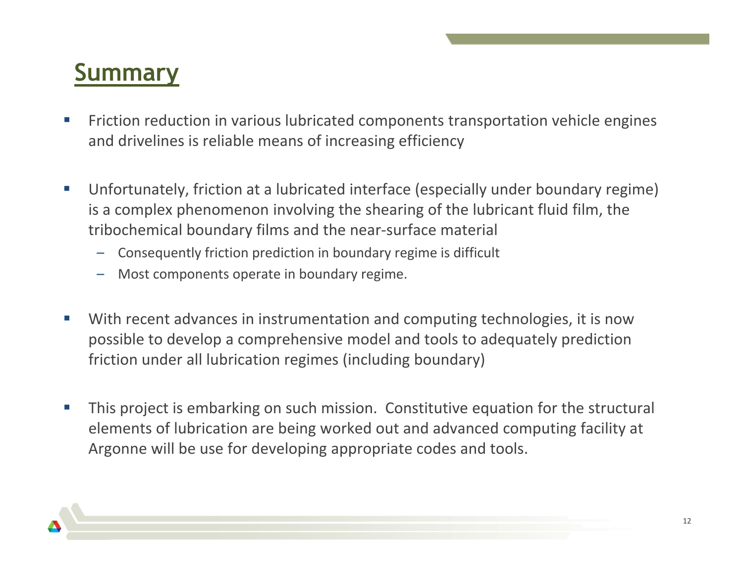# Summary

- Friction reduction in various lubricated components transportation vehicle engines and drivelines is reliable means of increasing efficiency

- Unfortunately, friction at a lubricated interface (especially under boundary regime) is a complex phenomenon involving the shearing of the lubricant fluid film, the tribochemical boundary films and the near-surface material
  - Consequently friction prediction in boundary regime is difficult
  - Most components operate in boundary regime.

- With recent advances in instrumentation and computing technologies, it is now possible to develop a comprehensive model and tools to adequately prediction friction under all lubrication regimes (including boundary)

- This project is embarking on such mission. Constitutive equation for the structural elements of lubrication are being worked out and advanced computing facility at Argonne will be use for developing appropriate codes and tools.